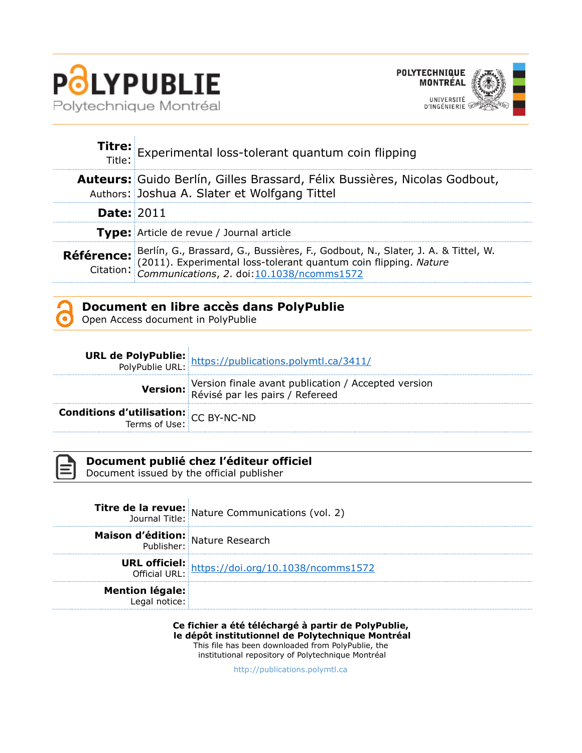# PolyPublie

Polytechnique Montréal

POLYTECHNIQUE MONTRÉAL

UNIVERSITÉ D'INGÉNIERIE

| | |
|---|---|
| **Titre:** Title: | Experimental loss-tolerant quantum coin flipping |
| **Auteurs:** Authors: | Guido Berlín, Gilles Brassard, Félix Bussières, Nicolas Godbout, Joshua A. Slater et Wolfgang Tittel |
| **Date:** | 2011 |
| **Type:** | Article de revue / Journal article |
| **Référence:** Citation: | Berlín, G., Brassard, G., Bussières, F., Godbout, N., Slater, J. A. & Tittel, W. (2011). Experimental loss-tolerant quantum coin flipping. *Nature Communications*, *2*. doi:10.1038/ncomms1572 |

## Document en libre accès dans PolyPublie

Open Access document in PolyPublie

| | |
|---|---|
| **URL de PolyPublie:** PolyPublie URL: | https://publications.polymtl.ca/3411/ |
| **Version:** | Version finale avant publication / Accepted version<br>Révisé par les pairs / Refereed |
| **Conditions d'utilisation:** Terms of Use: | CC BY-NC-ND |

## Document publié chez l'éditeur officiel

Document issued by the official publisher

| | |
|---|---|
| **Titre de la revue:** Journal Title: | Nature Communications (vol. 2) |
| **Maison d'édition:** Publisher: | Nature Research |
| **URL officiel:** Official URL: | https://doi.org/10.1038/ncomms1572 |
| **Mention légale:** Legal notice: | |

**Ce fichier a été téléchargé à partir de PolyPublie, le dépôt institutionnel de Polytechnique Montréal**

This file has been downloaded from PolyPublie, the institutional repository of Polytechnique Montréal

http://publications.polymtl.ca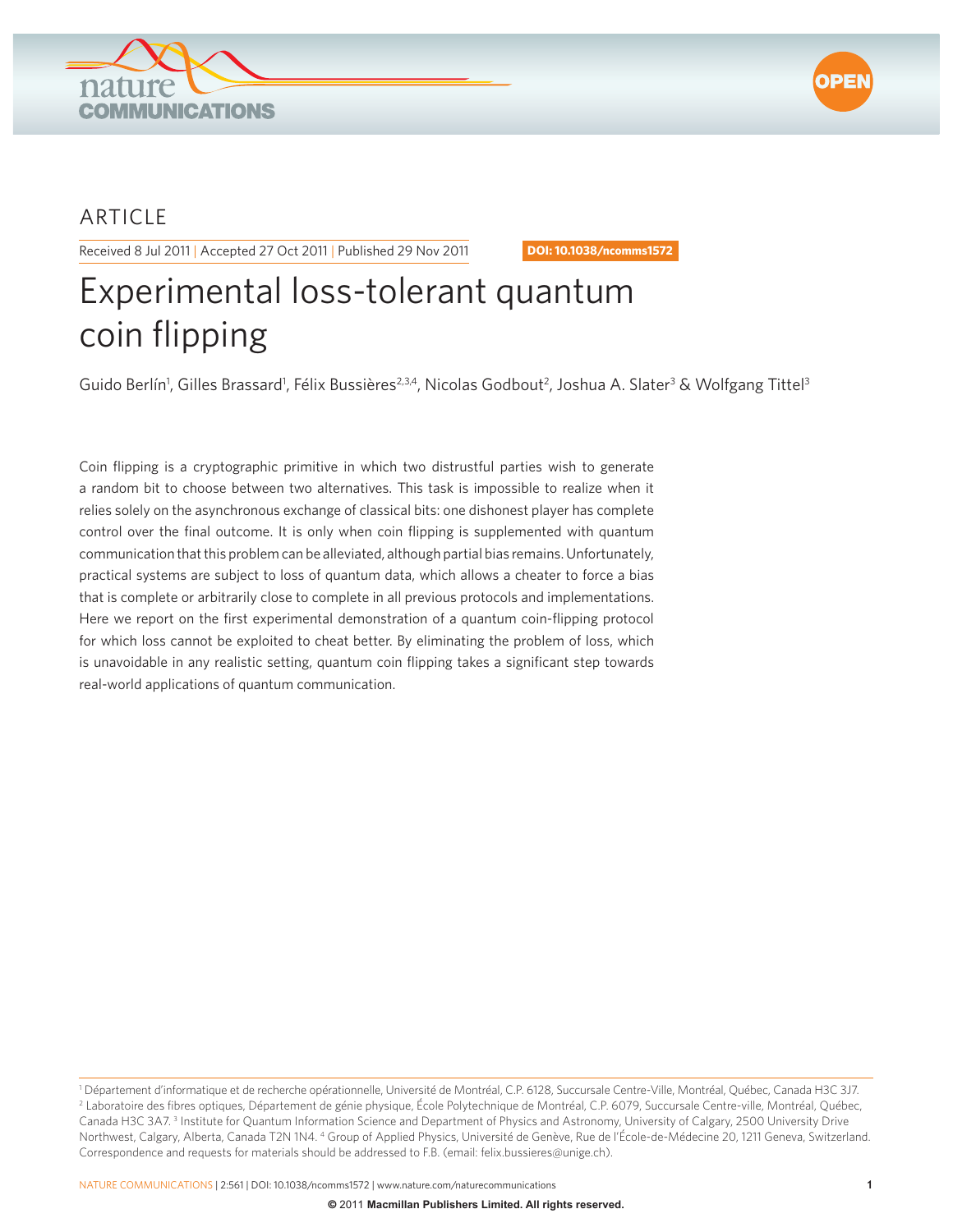# ARTICLE

Received 8 Jul 2011 | Accepted 27 Oct 2011 | Published 29 Nov 2011

DOI: 10.1038/ncomms1572

# Experimental loss-tolerant quantum coin flipping

Guido Berlín[1], Gilles Brassard[1], Félix Bussières[2,3,4], Nicolas Godbout[2], Joshua A. Slater[3] & Wolfgang Tittel[3]

Coin flipping is a cryptographic primitive in which two distrustful parties wish to generate a random bit to choose between two alternatives. This task is impossible to realize when it relies solely on the asynchronous exchange of classical bits: one dishonest player has complete control over the final outcome. It is only when coin flipping is supplemented with quantum communication that this problem can be alleviated, although partial bias remains. Unfortunately, practical systems are subject to loss of quantum data, which allows a cheater to force a bias that is complete or arbitrarily close to complete in all previous protocols and implementations. Here we report on the first experimental demonstration of a quantum coin-flipping protocol for which loss cannot be exploited to cheat better. By eliminating the problem of loss, which is unavoidable in any realistic setting, quantum coin flipping takes a significant step towards real-world applications of quantum communication.

[1] Département d'informatique et de recherche opérationnelle, Université de Montréal, C.P. 6128, Succursale Centre-Ville, Montréal, Québec, Canada H3C 3J7. [2] Laboratoire des fibres optiques, Département de génie physique, École Polytechnique de Montréal, C.P. 6079, Succursale Centre-ville, Montréal, Québec, Canada H3C 3A7. [3] Institute for Quantum Information Science and Department of Physics and Astronomy, University of Calgary, 2500 University Drive Northwest, Calgary, Alberta, Canada T2N 1N4. [4] Group of Applied Physics, Université de Genève, Rue de l'École-de-Médecine 20, 1211 Geneva, Switzerland. Correspondence and requests for materials should be addressed to F.B. (email: felix.bussieres@unige.ch).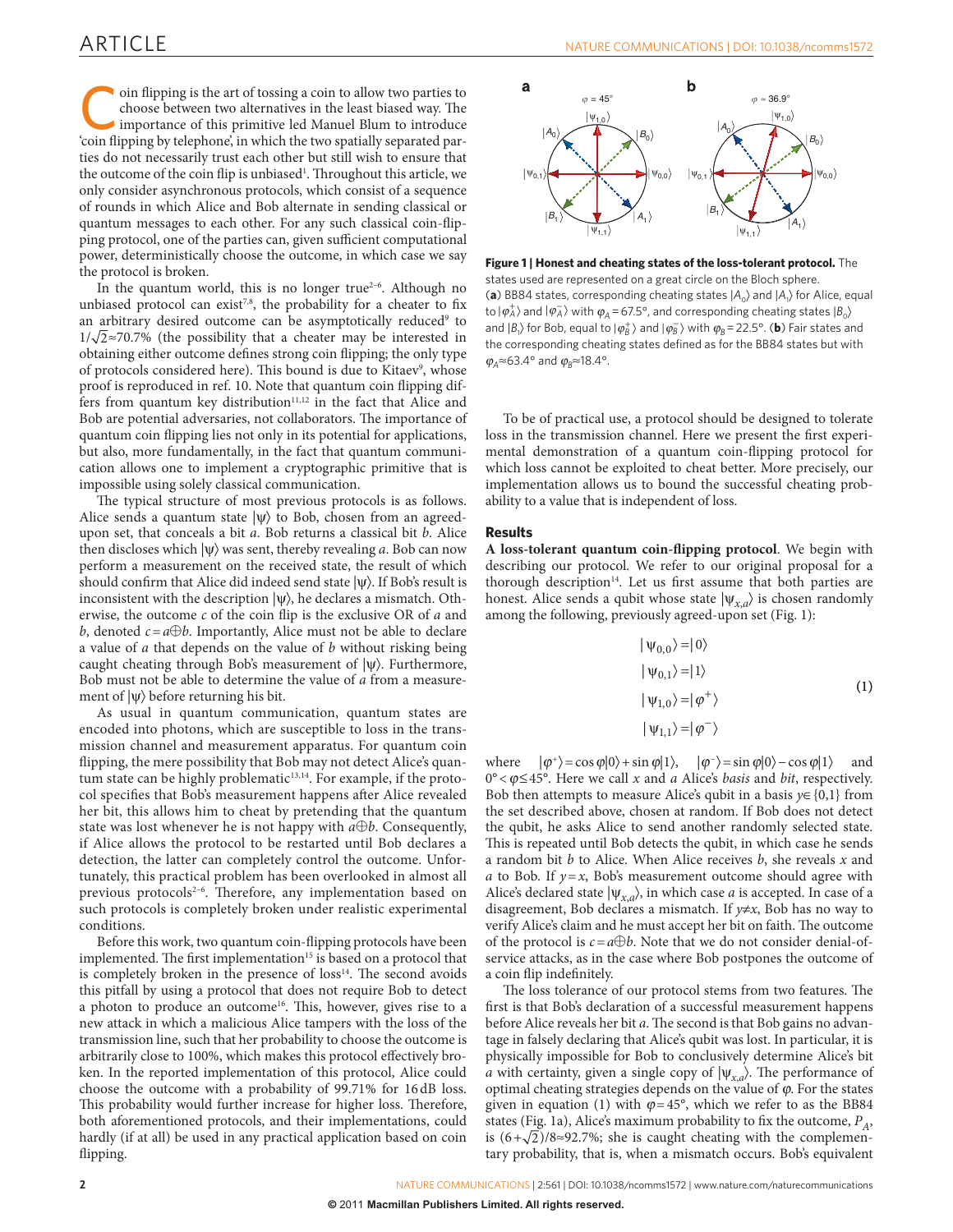Coin flipping is the art of tossing a coin to allow two parties to choose between two alternatives in the least biased way. The importance of this primitive led Manuel Blum to introduce 'coin flipping by telephone', in which the two spatially separated parties do not necessarily trust each other but still wish to ensure that the outcome of the coin flip is unbiased[1]. Throughout this article, we only consider asynchronous protocols, which consist of a sequence of rounds in which Alice and Bob alternate in sending classical or quantum messages to each other. For any such classical coin-flipping protocol, one of the parties can, given sufficient computational power, deterministically choose the outcome, in which case we say the protocol is broken.

In the quantum world, this is no longer true[2–6]. Although no unbiased protocol can exist[7,8], the probability for a cheater to fix an arbitrary desired outcome can be asymptotically reduced[9] to $1/\sqrt{2}\approx 70.7\%$ (the possibility that a cheater may be interested in obtaining either outcome defines strong coin flipping; the only type of protocols considered here). This bound is due to Kitaev[9], whose proof is reproduced in ref. 10. Note that quantum coin flipping differs from quantum key distribution[11,12] in the fact that Alice and Bob are potential adversaries, not collaborators. The importance of quantum coin flipping lies not only in its potential for applications, but also, more fundamentally, in the fact that quantum communication allows one to implement a cryptographic primitive that is impossible using solely classical communication.

The typical structure of most previous protocols is as follows. Alice sends a quantum state $|\psi\rangle$ to Bob, chosen from an agreed-upon set, that conceals a bit $a$. Bob returns a classical bit $b$. Alice then discloses which $|\psi\rangle$ was sent, thereby revealing $a$. Bob can now perform a measurement on the received state, the result of which should confirm that Alice did indeed send state $|\psi\rangle$. If Bob's result is inconsistent with the description $|\psi\rangle$, he declares a mismatch. Otherwise, the outcome $c$ of the coin flip is the exclusive OR of $a$ and $b$, denoted $c = a\oplus b$. Importantly, Alice must not be able to declare a value of $a$ that depends on the value of $b$ without risking being caught cheating through Bob's measurement of $|\psi\rangle$. Furthermore, Bob must not be able to determine the value of $a$ from a measurement of $|\psi\rangle$ before returning his bit.

As usual in quantum communication, quantum states are encoded into photons, which are susceptible to loss in the transmission channel and measurement apparatus. For quantum coin flipping, the mere possibility that Bob may not detect Alice's quantum state can be highly problematic[13,14]. For example, if the protocol specifies that Bob's measurement happens after Alice revealed her bit, this allows him to cheat by pretending that the quantum state was lost whenever he is not happy with $a\oplus b$. Consequently, if Alice allows the protocol to be restarted until Bob declares a detection, the latter can completely control the outcome. Unfortunately, this practical problem has been overlooked in almost all previous protocols[2–6]. Therefore, any implementation based on such protocols is completely broken under realistic experimental conditions.

Before this work, two quantum coin-flipping protocols have been implemented. The first implementation[15] is based on a protocol that is completely broken in the presence of loss[14]. The second avoids this pitfall by using a protocol that does not require Bob to detect a photon to produce an outcome[16]. This, however, gives rise to a new attack in which a malicious Alice tampers with the loss of the transmission line, such that her probability to choose the outcome is arbitrarily close to 100%, which makes this protocol effectively broken. In the reported implementation of this protocol, Alice could choose the outcome with a probability of 99.71% for 16 dB loss. This probability would further increase for higher loss. Therefore, both aforementioned protocols, and their implementations, could hardly (if at all) be used in any practical application based on coin flipping.

**Figure 1 | Honest and cheating states of the loss-tolerant protocol.** The states used are represented on a great circle on the Bloch sphere. (**a**) BB84 states, corresponding cheating states $|A_0\rangle$ and $|A_1\rangle$ for Alice, equal to $|\varphi_A^+\rangle$ and $|\varphi_A^-\rangle$ with $\varphi_A = 67.5°$, and corresponding cheating states $|B_0\rangle$ and $|B_1\rangle$ for Bob, equal to $|\varphi_B^+\rangle$ and $|\varphi_B^-\rangle$ with $\varphi_B = 22.5°$. (**b**) Fair states and the corresponding cheating states defined as for the BB84 states but with $\varphi_A\approx 63.4°$ and $\varphi_B\approx 18.4°$.

To be of practical use, a protocol should be designed to tolerate loss in the transmission channel. Here we present the first experimental demonstration of a quantum coin-flipping protocol for which loss cannot be exploited to cheat better. More precisely, our implementation allows us to bound the successful cheating probability to a value that is independent of loss.

## Results

**A loss-tolerant quantum coin-flipping protocol**. We begin with describing our protocol. We refer to our original proposal for a thorough description[14]. Let us first assume that both parties are honest. Alice sends a qubit whose state $|\psi_{x,a}\rangle$ is chosen randomly among the following, previously agreed-upon set (Fig. 1):

$$
\begin{aligned}
|\psi_{0,0}\rangle &= |0\rangle \\
|\psi_{0,1}\rangle &= |1\rangle \\
|\psi_{1,0}\rangle &= |\varphi^+\rangle \\
|\psi_{1,1}\rangle &= |\varphi^-\rangle
\end{aligned}
\tag{1}
$$

where $|\varphi^+\rangle = \cos\varphi|0\rangle + \sin\varphi|1\rangle$, $|\varphi^-\rangle = \sin\varphi|0\rangle - \cos\varphi|1\rangle$ and $0° < \varphi \leq 45°$. Here we call $x$ and $a$ Alice's *basis* and *bit*, respectively. Bob then attempts to measure Alice's qubit in a basis $y\in\{0,1\}$ from the set described above, chosen at random. If Bob does not detect the qubit, he asks Alice to send another randomly selected state. This is repeated until Bob detects the qubit, in which case he sends a random bit $b$ to Alice. When Alice receives $b$, she reveals $x$ and $a$ to Bob. If $y = x$, Bob's measurement outcome should agree with Alice's declared state $|\psi_{x,a}\rangle$, in which case $a$ is accepted. In case of a disagreement, Bob declares a mismatch. If $y\neq x$, Bob has no way to verify Alice's claim and he must accept her bit on faith. The outcome of the protocol is $c = a\oplus b$. Note that we do not consider denial-of-service attacks, as in the case where Bob postpones the outcome of the coin flip indefinitely.

The loss tolerance of our protocol stems from two features. The first is that Bob's declaration of a successful measurement happens before Alice reveals her bit $a$. The second is that Bob gains no advantage in falsely declaring that Alice's qubit was lost. In particular, it is physically impossible for Bob to conclusively determine Alice's bit $a$ with certainty, given a single copy of $|\psi_{x,a}\rangle$. The performance of optimal cheating strategies depends on the value of $\varphi$. For the states given in equation (1) with $\varphi = 45°$, which we refer to as the BB84 states (Fig. 1a), Alice's maximum probability to fix the outcome, $P_A$, is $(6+\sqrt{2})/8\approx 92.7\%$; she is caught cheating with the complementary probability, that is, when a mismatch occurs. Bob's equivalent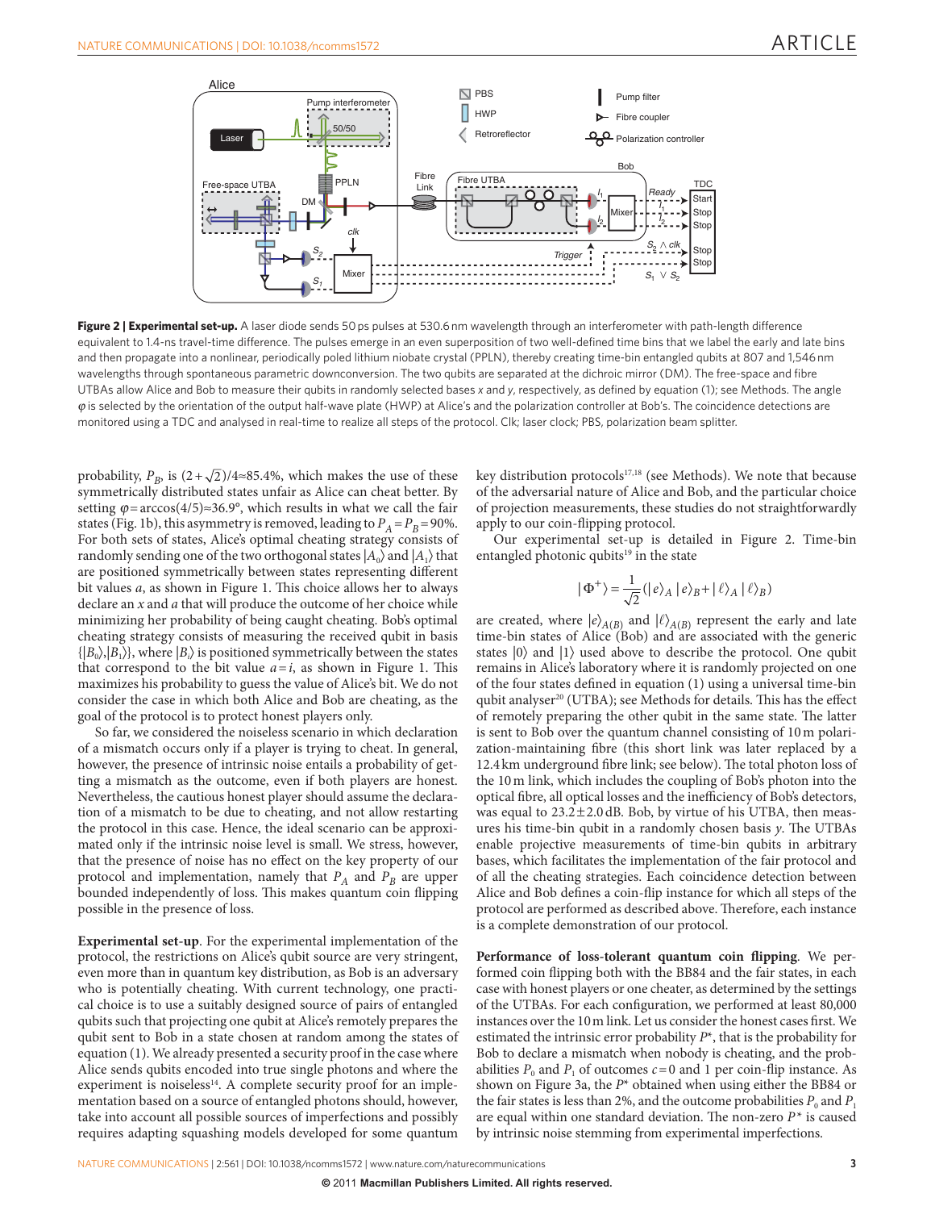Alice

Pump interferometer

50/50

Laser

PPLN

Free-space UTBA

DM

clk

$S_2$

$S_1$

Mixer

PBS

HWP

Retroreflector

Pump filter

Fibre coupler

Polarization controller

Fibre Link

Fibre UTBA

Bob

$I_1$

$I_2$

Mixer

Ready

$I_1$

$I_2$

TDC

Start

Stop

Stop

Trigger

$S_2 \wedge clk$

Stop

Stop

$S_1 \vee S_2$

**Figure 2 | Experimental set-up.** A laser diode sends 50 ps pulses at 530.6 nm wavelength through an interferometer with path-length difference equivalent to 1.4-ns travel-time difference. The pulses emerge in an even superposition of two well-defined time bins that we label the early and late bins and then propagate into a nonlinear, periodically poled lithium niobate crystal (PPLN), thereby creating time-bin entangled qubits at 807 and 1,546 nm wavelengths through spontaneous parametric downconversion. The two qubits are separated at the dichroic mirror (DM). The free-space and fibre UTBAs allow Alice and Bob to measure their qubits in randomly selected bases $x$ and $y$, respectively, as defined by equation (1); see Methods. The angle $\varphi$ is selected by the orientation of the output half-wave plate (HWP) at Alice's and the polarization controller at Bob's. The coincidence detections are monitored using a TDC and analysed in real-time to realize all steps of the protocol. Clk; laser clock; PBS, polarization beam splitter.

probability, $P_B$, is $(2+\sqrt{2})/4 \approx 85.4\%$, which makes the use of these symmetrically distributed states unfair as Alice can cheat better. By setting $\varphi = \arccos(4/5) \approx 36.9°$, which results in what we call the fair states (Fig. 1b), this asymmetry is removed, leading to $P_A = P_B = 90\%$. For both sets of states, Alice's optimal cheating strategy consists of randomly sending one of the two orthogonal states $|A_0\rangle$ and $|A_1\rangle$ that are positioned symmetrically between states representing different bit values $a$, as shown in Figure 1. This choice allows her to always declare an $x$ and $a$ that will produce the outcome of her choice while minimizing her probability of being caught cheating. Bob's optimal cheating strategy consists of measuring the received qubit in basis $\{|B_0\rangle, |B_1\rangle\}$, where $|B_i\rangle$ is positioned symmetrically between the states that correspond to the bit value $a = i$, as shown in Figure 1. This maximizes his probability to guess the value of Alice's bit. We do not consider the case in which both Alice and Bob are cheating, as the goal of the protocol is to protect honest players only.

So far, we considered the noiseless scenario in which declaration of a mismatch occurs only if a player is trying to cheat. In general, however, the presence of intrinsic noise entails a probability of getting a mismatch as the outcome, even if both players are honest. Nevertheless, the cautious honest player should assume the declaration of a mismatch to be due to cheating, and not allow restarting the protocol in this case. Hence, the ideal scenario can be approximated only if the intrinsic noise level is small. We stress, however, that the presence of noise has no effect on the key property of our protocol and implementation, namely that $P_A$ and $P_B$ are upper bounded independently of loss. This makes quantum coin flipping possible in the presence of loss.

**Experimental set-up**. For the experimental implementation of the protocol, the restrictions on Alice's qubit source are very stringent, even more than in quantum key distribution, as Bob is an adversary who is potentially cheating. With current technology, one practical choice is to use a suitably designed source of pairs of entangled qubits such that projecting one qubit at Alice's remotely prepares the qubit sent to Bob in a state chosen at random among the states of equation (1). We already presented a security proof in the case where Alice sends qubits encoded into true single photons and where the experiment is noiseless[14]. A complete security proof for an implementation based on a source of entangled photons should, however, take into account all possible sources of imperfections and possibly requires adapting squashing models developed for some quantum key distribution protocols[17,18] (see Methods). We note that because of the adversarial nature of Alice and Bob, and the particular choice of projection measurements, these studies do not straightforwardly apply to our coin-flipping protocol.

Our experimental set-up is detailed in Figure 2. Time-bin entangled photonic qubits[19] in the state

$$|\Phi^+\rangle = \frac{1}{\sqrt{2}}(|e\rangle_A|e\rangle_B + |\ell\rangle_A|\ell\rangle_B)$$

are created, where $|e\rangle_{A(B)}$ and $|\ell\rangle_{A(B)}$ represent the early and late time-bin states of Alice (Bob) and are associated with the generic states $|0\rangle$ and $|1\rangle$ used above to describe the protocol. One qubit remains in Alice's laboratory where it is randomly projected on one of the four states defined in equation (1) using a universal time-bin qubit analyser[20] (UTBA); see Methods for details. This has the effect of remotely preparing the other qubit in the same state. The latter is sent to Bob over the quantum channel consisting of 10 m polarization-maintaining fibre (this short link was later replaced by a 12.4 km underground fibre link; see below). The total photon loss of the 10 m link, which includes the coupling of Bob's photon into the optical fibre, all optical losses and the inefficiency of Bob's detectors, was equal to $23.2 \pm 2.0$ dB. Bob, by virtue of his UTBA, then measures his time-bin qubit in a randomly chosen basis $y$. The UTBAs enable projective measurements of time-bin qubits in arbitrary bases, which facilitates the implementation of the fair protocol and of all the cheating strategies. Each coincidence detection between Alice and Bob defines a coin-flip instance for which all steps of the protocol are performed as described above. Therefore, each instance is a complete demonstration of our protocol.

**Performance of loss-tolerant quantum coin flipping**. We performed coin flipping both with the BB84 and the fair states, in each case with honest players or one cheater, as determined by the settings of the UTBAs. For each configuration, we performed at least 80,000 instances over the 10 m link. Let us consider the honest cases first. We estimated the intrinsic error probability $P^*$, that is the probability for Bob to declare a mismatch when nobody is cheating, and the probabilities $P_0$ and $P_1$ of outcomes $c = 0$ and 1 per coin-flip instance. As shown on Figure 3a, the $P^*$ obtained when using either the BB84 or the fair states is less than 2%, and the outcome probabilities $P_0$ and $P_1$ are equal within one standard deviation. The non-zero $P^*$ is caused by intrinsic noise stemming from experimental imperfections.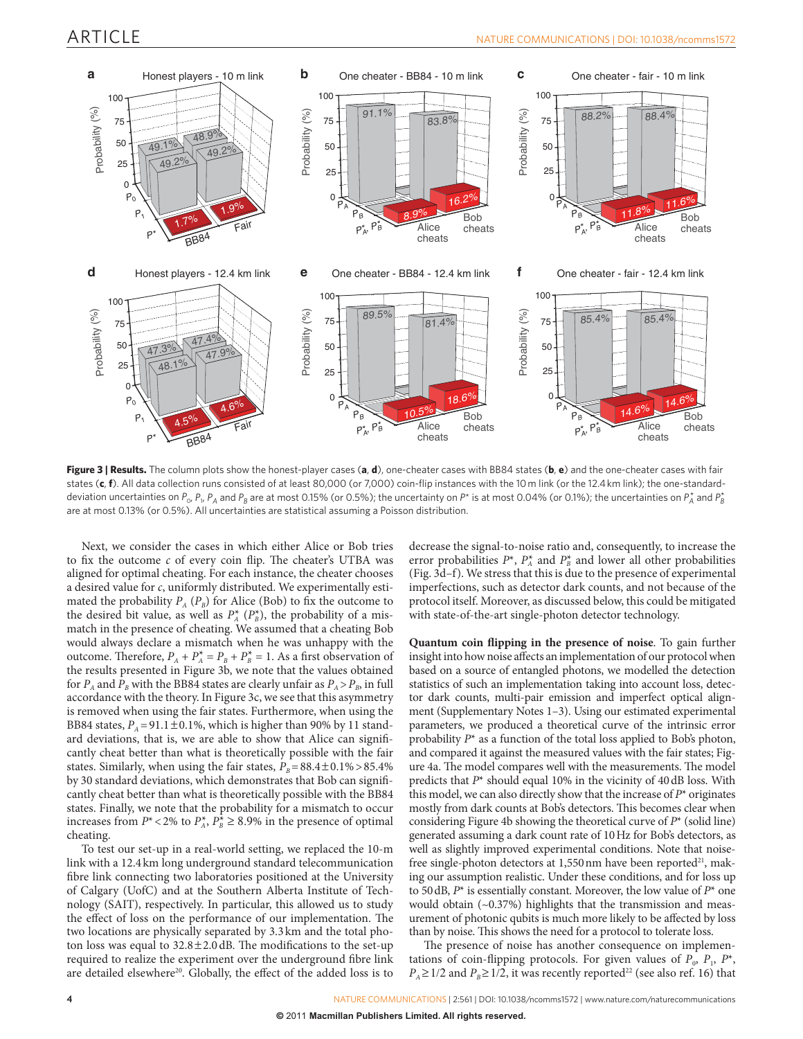**Figure 3 | Results.** The column plots show the honest-player cases (**a**, **d**), one-cheater cases with BB84 states (**b**, **e**) and the one-cheater cases with fair states (**c**, **f**). All data collection runs consisted of at least 80,000 (or 7,000) coin-flip instances with the 10 m link (or the 12.4 km link); the one-standard-deviation uncertainties on $P_0$, $P_1$, $P_A$ and $P_B$ are at most 0.15% (or 0.5%); the uncertainty on $P^*$ is at most 0.04% (or 0.1%); the uncertainties on $P_A^*$ and $P_B^*$ are at most 0.13% (or 0.5%). All uncertainties are statistical assuming a Poisson distribution.

Next, we consider the cases in which either Alice or Bob tries to fix the outcome $c$ of every coin flip. The cheater's UTBA was aligned for optimal cheating. For each instance, the cheater chooses a desired value for $c$, uniformly distributed. We experimentally estimated the probability $P_A$ ($P_B$) for Alice (Bob) to fix the outcome to the desired bit value, as well as $P_A^*$ ($P_B^*$), the probability of a mismatch in the presence of cheating. We assumed that a cheating Bob would always declare a mismatch when he was unhappy with the outcome. Therefore, $P_A + P_A^* = P_B + P_B^* = 1$. As a first observation of the results presented in Figure 3b, we note that the values obtained for $P_A$ and $P_B$ with the BB84 states are clearly unfair as $P_A > P_B$, in full accordance with the theory. In Figure 3c, we see that this asymmetry is removed when using the fair states. Furthermore, when using the BB84 states, $P_A = 91.1 \pm 0.1\%$, which is higher than 90% by 11 standard deviations, that is, we are able to show that Alice can significantly cheat better than what is theoretically possible with the fair states. Similarly, when using the fair states, $P_B = 88.4 \pm 0.1\% > 85.4\%$ by 30 standard deviations, which demonstrates that Bob can significantly cheat better than what is theoretically possible with the BB84 states. Finally, we note that the probability for a mismatch to occur increases from $P^* < 2\%$ to $P_A^*$, $P_B^* \geq 8.9\%$ in the presence of optimal cheating.

To test our set-up in a real-world setting, we replaced the 10-m link with a 12.4 km long underground standard telecommunication fibre link connecting two laboratories positioned at the University of Calgary (UofC) and at the Southern Alberta Institute of Technology (SAIT), respectively. In particular, this allowed us to study the effect of loss on the performance of our implementation. The two locations are physically separated by 3.3 km and the total photon loss was equal to $32.8 \pm 2.0$ dB. The modifications to the set-up required to realize the experiment over the underground fibre link are detailed elsewhere[20]. Globally, the effect of the added loss is to decrease the signal-to-noise ratio and, consequently, to increase the error probabilities $P^*$, $P_A^*$ and $P_B^*$ and lower all other probabilities (Fig. 3d–f). We stress that this is due to the presence of experimental imperfections, such as detector dark counts, and not because of the protocol itself. Moreover, as discussed below, this could be mitigated with state-of-the-art single-photon detector technology.

**Quantum coin flipping in the presence of noise**. To gain further insight into how noise affects an implementation of our protocol when based on a source of entangled photons, we modelled the detection statistics of such an implementation taking into account loss, detector dark counts, multi-pair emission and imperfect optical alignment (Supplementary Notes 1–3). Using our estimated experimental parameters, we produced a theoretical curve of the intrinsic error probability $P^*$ as a function of the total loss applied to Bob's photon, and compared it against the measured values with the fair states; Figure 4a. The model compares well with the measurements. The model predicts that $P^*$ should equal 10% in the vicinity of 40 dB loss. With this model, we can also directly show that the increase of $P^*$ originates mostly from dark counts at Bob's detectors. This becomes clear when considering Figure 4b showing the theoretical curve of $P^*$ (solid line) generated assuming a dark count rate of 10 Hz for Bob's detectors, as well as slightly improved experimental conditions. Note that noise-free single-photon detectors at 1,550 nm have been reported[21], making our assumption realistic. Under these conditions, and for loss up to 50 dB, $P^*$ is essentially constant. Moreover, the low value of $P^*$ one would obtain (~0.37%) highlights that the transmission and measurement of photonic qubits is much more likely to be affected by loss than by noise. This shows the need for a protocol to tolerate loss.

The presence of noise has another consequence on implementations of coin-flipping protocols. For given values of $P_0$, $P_1$, $P^*$, $P_A \geq 1/2$ and $P_B \geq 1/2$, it was recently reported[22] (see also ref. 16) that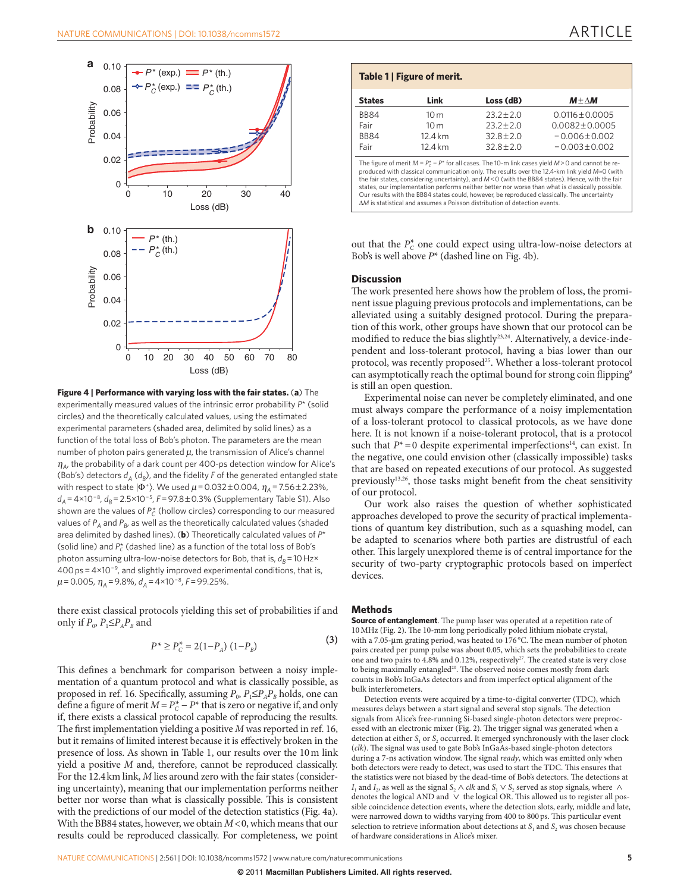**Figure 4 | Performance with varying loss with the fair states.** (**a**) The experimentally measured values of the intrinsic error probability $P^*$ (solid circles) and the theoretically calculated values, using the estimated experimental parameters (shaded area, delimited by solid lines) as a function of the total loss of Bob's photon. The parameters are the mean number of photon pairs generated $\mu$, the transmission of Alice's channel $\eta_A$, the probability of a dark count per 400-ps detection window for Alice's (Bob's) detectors $d_A$ ($d_B$), and the fidelity $F$ of the generated entangled state with respect to state $|\Phi^+\rangle$. We used $\mu = 0.032 \pm 0.004$, $\eta_A = 7.56 \pm 2.23\%$, $d_A = 4 \times 10^{-8}$, $d_B = 2.5 \times 10^{-5}$, $F = 97.8 \pm 0.3\%$ (Supplementary Table S1). Also shown are the values of $P_C^*$ (hollow circles) corresponding to our measured values of $P_A$ and $P_B$, as well as the theoretically calculated values (shaded area delimited by dashed lines). (**b**) Theoretically calculated values of $P^*$ (solid line) and $P_C^*$ (dashed line) as a function of the total loss of Bob's photon assuming ultra-low-noise detectors for Bob, that is, $d_B = 10\,\text{Hz} \times 400\,\text{ps} = 4 \times 10^{-9}$, and slightly improved experimental conditions, that is, $\mu = 0.005$, $\eta_A = 9.8\%$, $d_A = 4 \times 10^{-8}$, $F = 99.25\%$.

there exist classical protocols yielding this set of probabilities if and only if $P_0, P_1 \leq P_A P_B$ and

$$P^* \geq P_C^* = 2(1 - P_A)(1 - P_B) \tag{3}$$

This defines a benchmark for comparison between a noisy implementation of a quantum protocol and what is classically possible, as proposed in ref. 16. Specifically, assuming $P_0, P_1 \leq P_A P_B$ holds, one can define a figure of merit $M = P_C^* - P^*$ that is zero or negative if, and only if, there exists a classical protocol capable of reproducing the results. The first implementation yielding a positive $M$ was reported in ref. 16, but it remains of limited interest because it is effectively broken in the presence of loss. As shown in Table 1, our results over the 10 m link yield a positive $M$ and, therefore, cannot be reproduced classically. For the 12.4 km link, $M$ lies around zero with the fair states (considering uncertainty), meaning that our implementation performs neither better nor worse than what is classically possible. This is consistent with the predictions of our model of the detection statistics (Fig. 4a). With the BB84 states, however, we obtain $M < 0$, which means that our results could be reproduced classically. For completeness, we point out that the $P_C^*$ one could expect using ultra-low-noise detectors at Bob's is well above $P^*$ (dashed line on Fig. 4b).

**Table 1 | Figure of merit.**

| States | Link | Loss (dB) | $M \pm \Delta M$ |
|---|---|---|---|
| BB84 | 10 m | 23.2±2.0 | 0.0116±0.0005 |
| Fair | 10 m | 23.2±2.0 | 0.0082±0.0005 |
| BB84 | 12.4 km | 32.8±2.0 | −0.006±0.002 |
| Fair | 12.4 km | 32.8±2.0 | −0.003±0.002 |

The figure of merit $M = P_C^* - P^*$ for all cases. The 10-m link cases yield $M > 0$ and cannot be reproduced with classical communication only. The results over the 12.4-km link yield $M \approx 0$ (with the fair states, considering uncertainty), and $M < 0$ (with the BB84 states). Hence, with the fair states, our implementation performs neither better nor worse than what is classically possible. Our results with the BB84 states could, however, be reproduced classically. The uncertainty $\Delta M$ is statistical and assumes a Poisson distribution of detection events.

## Discussion

The work presented here shows how the problem of loss, the prominent issue plaguing previous protocols and implementations, can be alleviated using a suitably designed protocol. During the preparation of this work, other groups have shown that our protocol can be modified to reduce the bias slightly[23,24]. Alternatively, a device-independent and loss-tolerant protocol, having a bias lower than our protocol, was recently proposed[25]. Whether a loss-tolerant protocol can asymptotically reach the optimal bound for strong coin flipping[9] is still an open question.

Experimental noise can never be completely eliminated, and one must always compare the performance of a noisy implementation of a loss-tolerant protocol to classical protocols, as we have done here. It is not known if a noise-tolerant protocol, that is a protocol such that $P^* = 0$ despite experimental imperfections[14], can exist. In the negative, one could envision other (classically impossible) tasks that are based on repeated executions of our protocol. As suggested previously[13,26], those tasks might benefit from the cheat sensitivity of our protocol.

Our work also raises the question of whether sophisticated approaches developed to prove the security of practical implementations of quantum key distribution, such as a squashing model, can be adapted to scenarios where both parties are distrustful of each other. This largely unexplored theme is of central importance for the security of two-party cryptographic protocols based on imperfect devices.

## Methods

**Source of entanglement**. The pump laser was operated at a repetition rate of 10 MHz (Fig. 2). The 10-mm long periodically poled lithium niobate crystal, with a 7.05-µm grating period, was heated to 176 °C. The mean number of photon pairs created per pump pulse was about 0.05, which sets the probabilities to create one and two pairs to 4.8% and 0.12%, respectively[27]. The created state is very close to being maximally entangled[20]. The observed noise comes mostly from dark counts in Bob's InGaAs detectors and from imperfect optical alignment of the bulk interferometers.

Detection events were acquired by a time-to-digital converter (TDC), which measures delays between a start signal and several stop signals. The detection signals from Alice's free-running Si-based single-photon detectors were preprocessed with an electronic mixer (Fig. 2). The trigger signal was generated when a detection at either $S_1$ or $S_2$ occurred. It emerged synchronously with the laser clock (*clk*). The signal was used to gate Bob's InGaAs-based single-photon detectors during a 7-ns activation window. The signal *ready*, which was emitted only when both detectors were ready to detect, was used to start the TDC. This ensures that the statistics were not biased by the dead-time of Bob's detectors. The detections at $I_1$ and $I_2$, as well as the signal $S_2 \wedge clk$ and $S_1 \vee S_2$ served as stop signals, where $\wedge$ denotes the logical AND and $\vee$ the logical OR. This allowed us to register all possible coincidence detection events, where the detection slots, early, middle and late, were narrowed down to widths varying from 400 to 800 ps. This particular event selection to retrieve information about detections at $S_1$ and $S_2$ was chosen because of hardware considerations in Alice's mixer.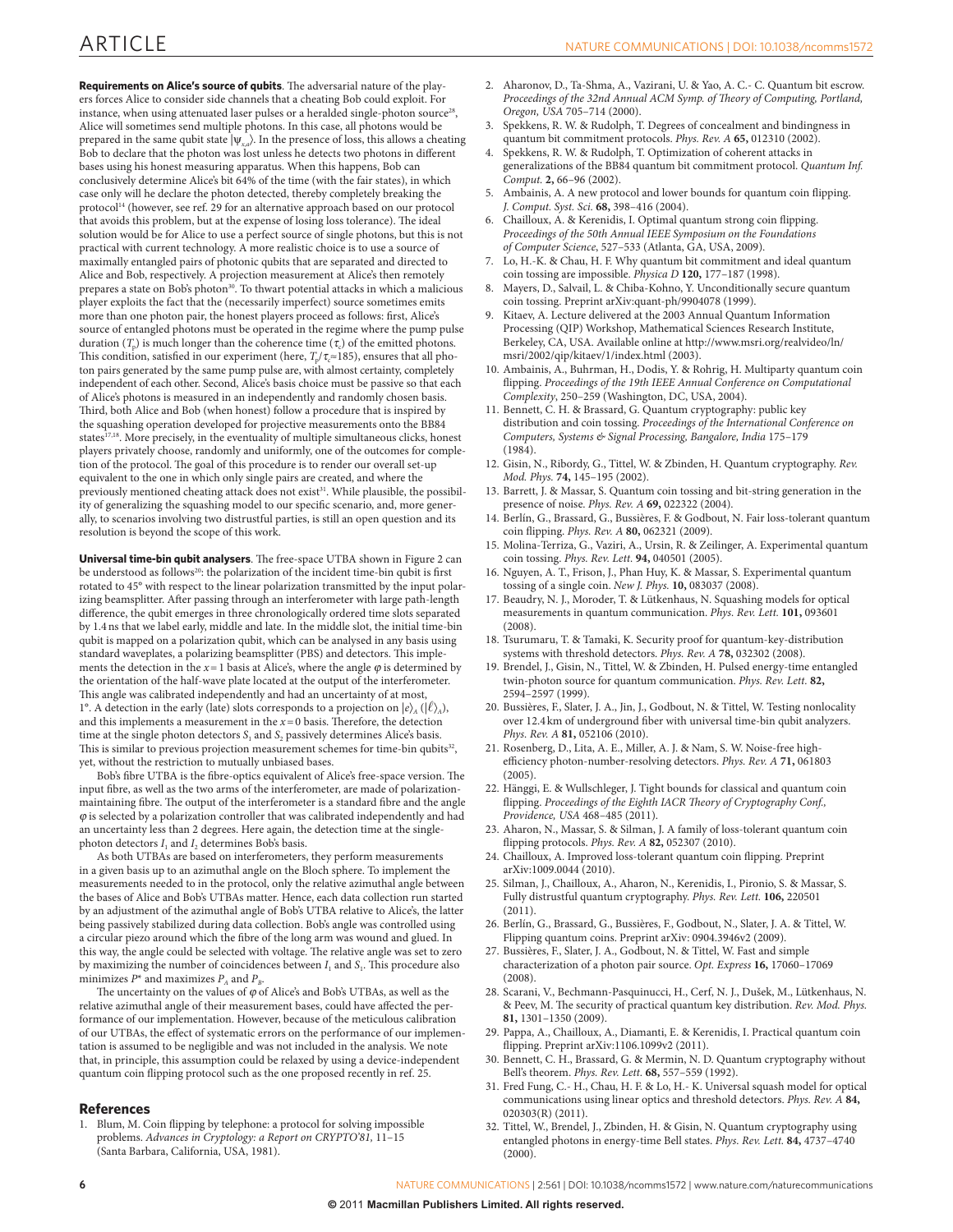**Requirements on Alice's source of qubits**. The adversarial nature of the players forces Alice to consider side channels that a cheating Bob could exploit. For instance, when using attenuated laser pulses or a heralded single-photon source[28], Alice will sometimes send multiple photons. In this case, all photons would be prepared in the same qubit state $|\psi_{x,a}\rangle$. In the presence of loss, this allows a cheating Bob to declare that the photon was lost unless he detects two photons in different bases using his honest measuring apparatus. When this happens, Bob can conclusively determine Alice's bit 64% of the time (with the fair states), in which case only will he declare the photon detected, thereby completely breaking the protocol[14] (however, see ref. 29 for an alternative approach based on our protocol that avoids this problem, but at the expense of losing loss tolerance). The ideal solution would be for Alice to use a perfect source of single photons, but this is not practical with current technology. A more realistic choice is to use a source of maximally entangled pairs of photonic qubits that are separated and directed to Alice and Bob, respectively. A projection measurement at Alice's then remotely prepares a state on Bob's photon[30]. To thwart potential attacks in which a malicious player exploits the fact that the (necessarily imperfect) source sometimes emits more than one photon pair, the honest players proceed as follows: first, Alice's source of entangled photons must be operated in the regime where the pump pulse duration ($T_p$) is much longer than the coherence time ($\tau_c$) of the emitted photons. This condition, satisfied in our experiment (here, $T_p/\tau_c \approx 185$), ensures that all photon pairs generated by the same pump pulse are, with almost certainty, completely independent of each other. Second, Alice's basis choice must be passive so that each of Alice's photons is measured in an independently and randomly chosen basis. Third, both Alice and Bob (when honest) follow a procedure that is inspired by the squashing operation developed for projective measurements onto the BB84 states[17,18]. More precisely, in the eventuality of multiple simultaneous clicks, honest players privately choose, randomly and uniformly, one of the outcomes for completion of the protocol. The goal of this procedure is to render our overall set-up equivalent to the one in which only single pairs are created, and where the previously mentioned cheating attack does not exist[31]. While plausible, the possibility of generalizing the squashing model to our specific scenario, and, more generally, to scenarios involving two distrustful parties, is still an open question and its resolution is beyond the scope of this work.

**Universal time-bin qubit analysers**. The free-space UTBA shown in Figure 2 can be understood as follows[20]: the polarization of the incident time-bin qubit is first rotated to 45° with respect to the linear polarization transmitted by the input polarizing beamsplitter. After passing through an interferometer with large path-length difference, the qubit emerges in three chronologically ordered time slots separated by 1.4 ns that we label early, middle and late. In the middle slot, the initial time-bin qubit is mapped on a polarization qubit, which can be analysed in any basis using standard waveplates, a polarizing beamsplitter (PBS) and detectors. This implements the detection in the $x=1$ basis at Alice's, where the angle $\varphi$ is determined by the orientation of the half-wave plate located at the output of the interferometer. This angle was calibrated independently and had an uncertainty of at most, 1°. A detection in the early (late) slots corresponds to a projection on $|e\rangle_A$ ($|\ell\rangle_A$), and this implements a measurement in the $x=0$ basis. Therefore, the detection time at the single photon detectors $S_1$ and $S_2$ passively determines Alice's basis. This is similar to previous projection measurement schemes for time-bin qubits[32], yet, without the restriction to mutually unbiased bases.

Bob's fibre UTBA is the fibre-optics equivalent of Alice's free-space version. The input fibre, as well as the two arms of the interferometer, are made of polarization-maintaining fibre. The output of the interferometer is a standard fibre and the angle $\varphi$ is selected by a polarization controller that was calibrated independently and had an uncertainty less than 2 degrees. Here again, the detection time at the single-photon detectors $I_1$ and $I_2$ determines Bob's basis.

As both UTBAs are based on interferometers, they perform measurements in a given basis up to an azimuthal angle on the Bloch sphere. To implement the measurements needed to in the protocol, only the relative azimuthal angle between the bases of Alice and Bob's UTBAs matter. Hence, each data collection run started by an adjustment of the azimuthal angle of Bob's UTBA relative to Alice's, the latter being passively stabilized during data collection. Bob's angle was controlled using a circular piezo around which the fibre of the long arm was wound and glued. In this way, the angle could be selected with voltage. The relative angle was set to zero by maximizing the number of coincidences between $I_1$ and $S_1$. This procedure also minimizes $P^*$ and maximizes $P_A$ and $P_B$.

The uncertainty on the values of $\varphi$ of Alice's and Bob's UTBAs, as well as the relative azimuthal angle of their measurement bases, could have affected the performance of our implementation. However, because of the meticulous calibration of our UTBAs, the effect of systematic errors on the performance of our implementation is assumed to be negligible and was not included in the analysis. We note that, in principle, this assumption could be relaxed by using a device-independent quantum coin flipping protocol such as the one proposed recently in ref. 25.

## References

1. Blum, M. Coin flipping by telephone: a protocol for solving impossible problems. *Advances in Cryptology: a Report on CRYPTO'81,* 11–15 (Santa Barbara, California, USA, 1981).
2. Aharonov, D., Ta-Shma, A., Vazirani, U. & Yao, A. C.- C. Quantum bit escrow. *Proceedings of the 32nd Annual ACM Symp. of Theory of Computing, Portland, Oregon, USA* 705–714 (2000).
3. Spekkens, R. W. & Rudolph, T. Degrees of concealment and bindingness in quantum bit commitment protocols. *Phys. Rev. A* **65,** 012310 (2002).
4. Spekkens, R. W. & Rudolph, T. Optimization of coherent attacks in generalizations of the BB84 quantum bit commitment protocol. *Quantum Inf. Comput.* **2,** 66–96 (2002).
5. Ambainis, A. A new protocol and lower bounds for quantum coin flipping. *J. Comput. Syst. Sci.* **68,** 398–416 (2004).
6. Chailloux, A. & Kerenidis, I. Optimal quantum strong coin flipping. *Proceedings of the 50th Annual IEEE Symposium on the Foundations of Computer Science*, 527–533 (Atlanta, GA, USA, 2009).
7. Lo, H.-K. & Chau, H. F. Why quantum bit commitment and ideal quantum coin tossing are impossible. *Physica D* **120,** 177–187 (1998).
8. Mayers, D., Salvail, L. & Chiba-Kohno, Y. Unconditionally secure quantum coin tossing. Preprint arXiv:quant-ph/9904078 (1999).
9. Kitaev, A. Lecture delivered at the 2003 Annual Quantum Information Processing (QIP) Workshop, Mathematical Sciences Research Institute, Berkeley, CA, USA. Available online at http://www.msri.org/realvideo/ln/msri/2002/qip/kitaev/1/index.html (2003).
10. Ambainis, A., Buhrman, H., Dodis, Y. & Rohrig, H. Multiparty quantum coin flipping. *Proceedings of the 19th IEEE Annual Conference on Computational Complexity*, 250–259 (Washington, DC, USA, 2004).
11. Bennett, C. H. & Brassard, G. Quantum cryptography: public key distribution and coin tossing. *Proceedings of the International Conference on Computers, Systems & Signal Processing, Bangalore, India* 175–179 (1984).
12. Gisin, N., Ribordy, G., Tittel, W. & Zbinden, H. Quantum cryptography. *Rev. Mod. Phys.* **74,** 145–195 (2002).
13. Barrett, J. & Massar, S. Quantum coin tossing and bit-string generation in the presence of noise. *Phys. Rev. A* **69,** 022322 (2004).
14. Berlín, G., Brassard, G., Bussières, F. & Godbout, N. Fair loss-tolerant quantum coin flipping. *Phys. Rev. A* **80,** 062321 (2009).
15. Molina-Terriza, G., Vaziri, A., Ursin, R. & Zeilinger, A. Experimental quantum coin tossing. *Phys. Rev. Lett.* **94,** 040501 (2005).
16. Nguyen, A. T., Frison, J., Phan Huy, K. & Massar, S. Experimental quantum tossing of a single coin. *New J. Phys.* **10,** 083037 (2008).
17. Beaudry, N. J., Moroder, T. & Lütkenhaus, N. Squashing models for optical measurements in quantum communication. *Phys. Rev. Lett.* **101,** 093601 (2008).
18. Tsurumaru, T. & Tamaki, K. Security proof for quantum-key-distribution systems with threshold detectors. *Phys. Rev. A* **78,** 032302 (2008).
19. Brendel, J., Gisin, N., Tittel, W. & Zbinden, H. Pulsed energy-time entangled twin-photon source for quantum communication. *Phys. Rev. Lett.* **82,** 2594–2597 (1999).
20. Bussières, F., Slater, J. A., Jin, J., Godbout, N. & Tittel, W. Testing nonlocality over 12.4 km of underground fiber with universal time-bin qubit analyzers. *Phys. Rev. A* **81,** 052106 (2010).
21. Rosenberg, D., Lita, A. E., Miller, A. J. & Nam, S. W. Noise-free high-efficiency photon-number-resolving detectors. *Phys. Rev. A* **71,** 061803 (2005).
22. Hänggi, E. & Wullschleger, J. Tight bounds for classical and quantum coin flipping. *Proceedings of the Eighth IACR Theory of Cryptography Conf., Providence, USA* 468–485 (2011).
23. Aharon, N., Massar, S. & Silman, J. A family of loss-tolerant quantum coin flipping protocols. *Phys. Rev. A* **82,** 052307 (2010).
24. Chailloux, A. Improved loss-tolerant quantum coin flipping. Preprint arXiv:1009.0044 (2010).
25. Silman, J., Chailloux, A., Aharon, N., Kerenidis, I., Pironio, S. & Massar, S. Fully distrustful quantum cryptography. *Phys. Rev. Lett.* **106,** 220501 (2011).
26. Berlín, G., Brassard, G., Bussières, F., Godbout, N., Slater, J. A. & Tittel, W. Flipping quantum coins. Preprint arXiv: 0904.3946v2 (2009).
27. Bussières, F., Slater, J. A., Godbout, N. & Tittel, W. Fast and simple characterization of a photon pair source. *Opt. Express* **16,** 17060–17069 (2008).
28. Scarani, V., Bechmann-Pasquinucci, H., Cerf, N. J., Dušek, M., Lütkenhaus, N. & Peev, M. The security of practical quantum key distribution. *Rev. Mod. Phys.* **81,** 1301–1350 (2009).
29. Pappa, A., Chailloux, A., Diamanti, E. & Kerenidis, I. Practical quantum coin flipping. Preprint arXiv:1106.1099v2 (2011).
30. Bennett, C. H., Brassard, G. & Mermin, N. D. Quantum cryptography without Bell's theorem. *Phys. Rev. Lett.* **68,** 557–559 (1992).
31. Fred Fung, C.- H., Chau, H. F. & Lo, H.- K. Universal squash model for optical communications using linear optics and threshold detectors. *Phys. Rev. A* **84,** 020303(R) (2011).
32. Tittel, W., Brendel, J., Zbinden, H. & Gisin, N. Quantum cryptography using entangled photons in energy-time Bell states. *Phys. Rev. Lett.* **84,** 4737–4740 (2000).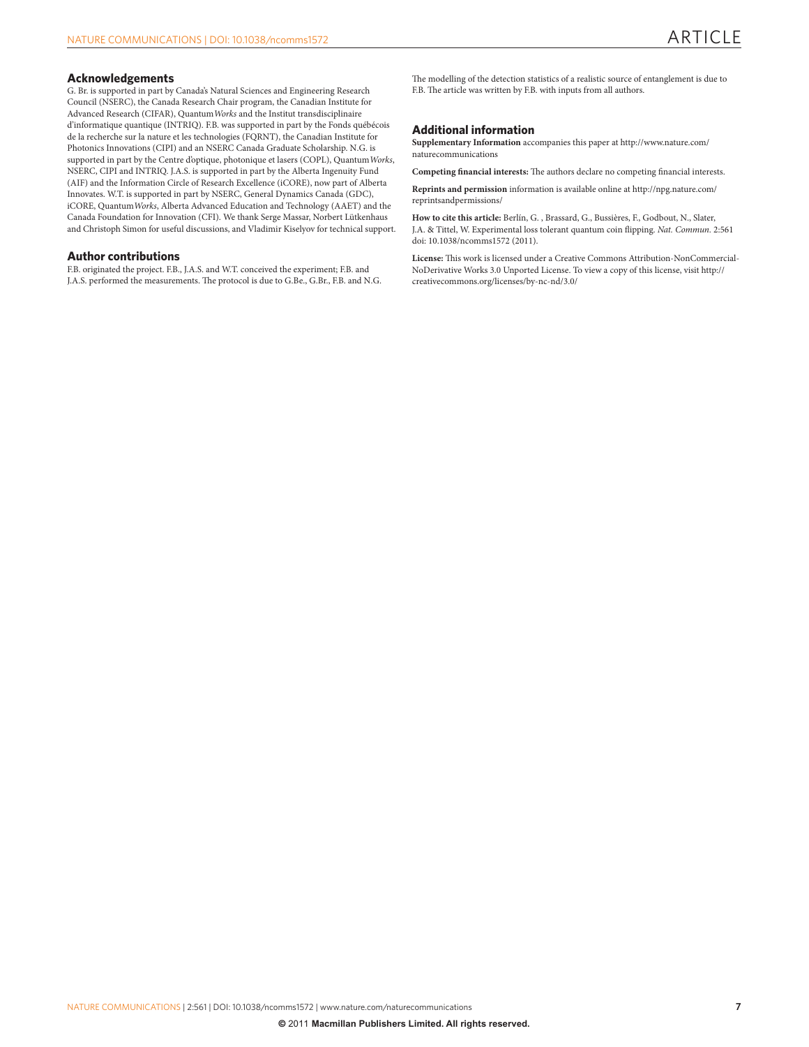## Acknowledgements

G. Br. is supported in part by Canada's Natural Sciences and Engineering Research Council (NSERC), the Canada Research Chair program, the Canadian Institute for Advanced Research (CIFAR), Quantum*Works* and the Institut transdisciplinaire d'informatique quantique (INTRIQ). F.B. was supported in part by the Fonds québécois de la recherche sur la nature et les technologies (FQRNT), the Canadian Institute for Photonics Innovations (CIPI) and an NSERC Canada Graduate Scholarship. N.G. is supported in part by the Centre d'optique, photonique et lasers (COPL), Quantum*Works*, NSERC, CIPI and INTRIQ. J.A.S. is supported in part by the Alberta Ingenuity Fund (AIF) and the Information Circle of Research Excellence (iCORE), now part of Alberta Innovates. W.T. is supported in part by NSERC, General Dynamics Canada (GDC), iCORE, Quantum*Works*, Alberta Advanced Education and Technology (AAET) and the Canada Foundation for Innovation (CFI). We thank Serge Massar, Norbert Lütkenhaus and Christoph Simon for useful discussions, and Vladimir Kiselyov for technical support.

## Author contributions

F.B. originated the project. F.B., J.A.S. and W.T. conceived the experiment; F.B. and J.A.S. performed the measurements. The protocol is due to G.Be., G.Br., F.B. and N.G. The modelling of the detection statistics of a realistic source of entanglement is due to F.B. The article was written by F.B. with inputs from all authors.

## Additional information

**Supplementary Information** accompanies this paper at http://www.nature.com/naturecommunications

**Competing financial interests:** The authors declare no competing financial interests.

**Reprints and permission** information is available online at http://npg.nature.com/reprintsandpermissions/

**How to cite this article:** Berlín, G. , Brassard, G., Bussières, F., Godbout, N., Slater, J.A. & Tittel, W. Experimental loss tolerant quantum coin flipping. *Nat. Commun.* 2:561 doi: 10.1038/ncomms1572 (2011).

**License:** This work is licensed under a Creative Commons Attribution-NonCommercial-NoDerivative Works 3.0 Unported License. To view a copy of this license, visit http://creativecommons.org/licenses/by-nc-nd/3.0/